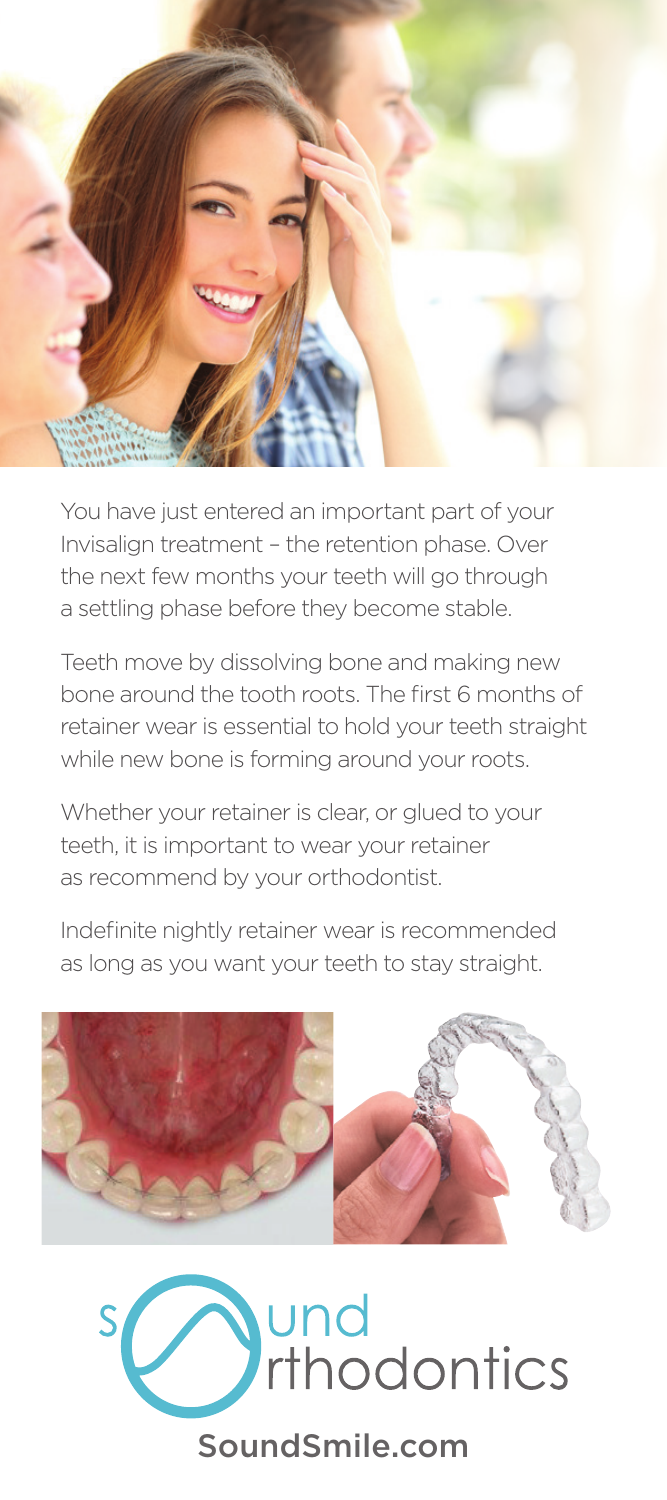You have just entered an important part of your Invisalign treatment – the retention phase. Over the next few months your teeth will go through a settling phase before they become stable.

Teeth move by dissolving bone and making new bone around the tooth roots. The first 6 months of retainer wear is essential to hold your teeth straight while new bone is forming around your roots.

Whether your retainer is clear, or glued to your teeth, it is important to wear your retainer as recommend by your orthodontist.

Indefinite nightly retainer wear is recommended as long as you want your teeth to stay straight.

Sound Orthodontics

SoundSmile.com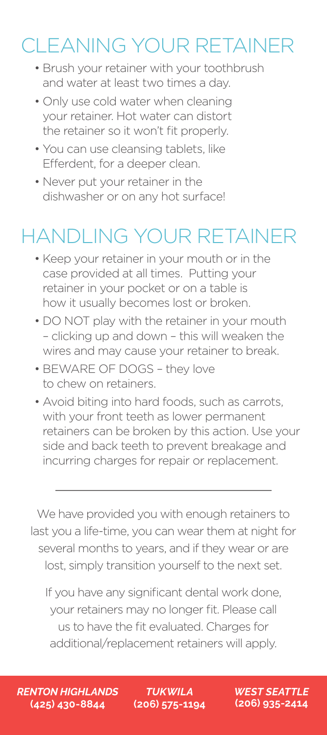# CLEANING YOUR RETAINER

- Brush your retainer with your toothbrush and water at least two times a day.
- Only use cold water when cleaning your retainer. Hot water can distort the retainer so it won't fit properly.
- You can use cleansing tablets, like Efferdent, for a deeper clean.
- Never put your retainer in the dishwasher or on any hot surface!

# HANDLING YOUR RETAINER

- Keep your retainer in your mouth or in the case provided at all times. Putting your retainer in your pocket or on a table is how it usually becomes lost or broken.
- DO NOT play with the retainer in your mouth – clicking up and down – this will weaken the wires and may cause your retainer to break.
- BEWARE OF DOGS – they love to chew on retainers.
- Avoid biting into hard foods, such as carrots, with your front teeth as lower permanent retainers can be broken by this action. Use your side and back teeth to prevent breakage and incurring charges for repair or replacement.

---

We have provided you with enough retainers to last you a life-time, you can wear them at night for several months to years, and if they wear or are lost, simply transition yourself to the next set.

If you have any significant dental work done, your retainers may no longer fit. Please call us to have the fit evaluated. Charges for additional/replacement retainers will apply.

***RENTON HIGHLANDS*** **(425) 430-8844**

***TUKWILA*** **(206) 575-1194**

***WEST SEATTLE*** **(206) 935-2414**